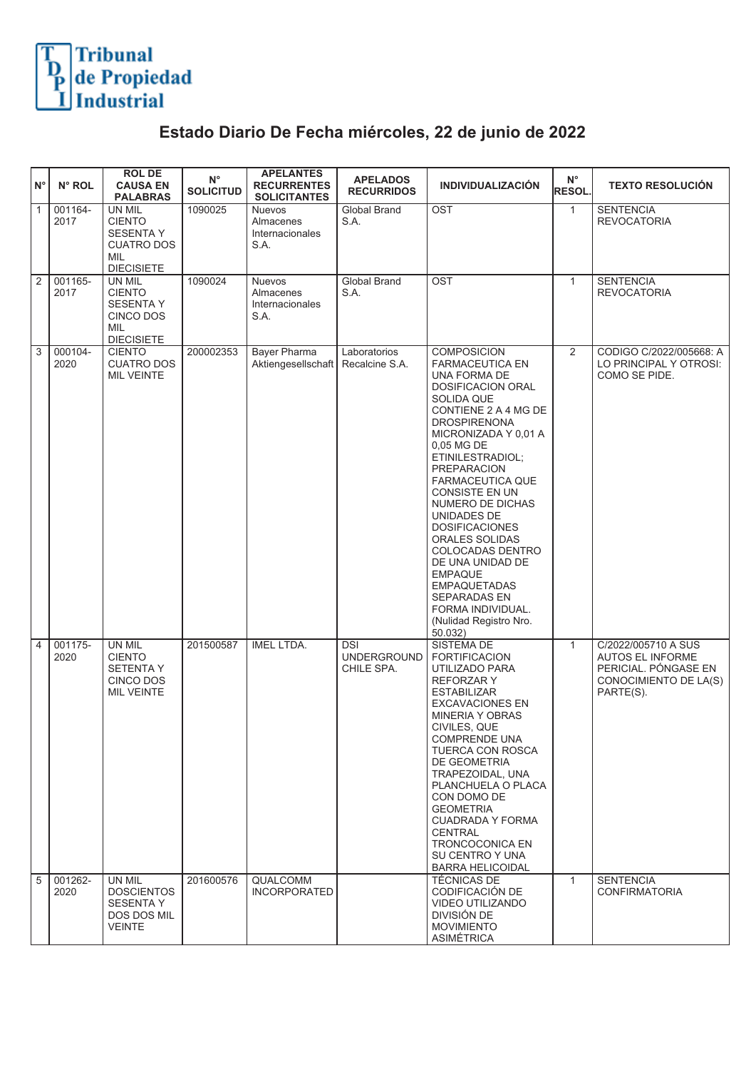Tribunal de Propiedad Industrial

# Estado Diario De Fecha miércoles, 22 de junio de 2022

| N° | N° ROL | ROL DE CAUSA EN PALABRAS | N° SOLICITUD | APELANTES RECURRENTES SOLICITANTES | APELADOS RECURRIDOS | INDIVIDUALIZACIÓN | N° RESOL. | TEXTO RESOLUCIÓN |
|---|---|---|---|---|---|---|---|---|
| 1 | 001164-2017 | UN MIL CIENTO SESENTA Y CUATRO DOS MIL DIECISIETE | 1090025 | Nuevos Almacenes Internacionales S.A. | Global Brand S.A. | OST | 1 | SENTENCIA REVOCATORIA |
| 2 | 001165-2017 | UN MIL CIENTO SESENTA Y CINCO DOS MIL DIECISIETE | 1090024 | Nuevos Almacenes Internacionales S.A. | Global Brand S.A. | OST | 1 | SENTENCIA REVOCATORIA |
| 3 | 000104-2020 | CIENTO CUATRO DOS MIL VEINTE | 200002353 | Bayer Pharma Aktiengesellschaft | Laboratorios Recalcine S.A. | COMPOSICION FARMACEUTICA EN UNA FORMA DE DOSIFICACION ORAL SOLIDA QUE CONTIENE 2 A 4 MG DE DROSPIRENONA MICRONIZADA Y 0,01 A 0,05 MG DE ETINILESTRADIOL; PREPARACION FARMACEUTICA QUE CONSISTE EN UN NUMERO DE DICHAS UNIDADES DE DOSIFICACIONES ORALES SOLIDAS COLOCADAS DENTRO DE UNA UNIDAD DE EMPAQUE EMPAQUETADAS SEPARADAS EN FORMA INDIVIDUAL. (Nulidad Registro Nro. 50.032) | 2 | CODIGO C/2022/005668: A LO PRINCIPAL Y OTROSI: COMO SE PIDE. |
| 4 | 001175-2020 | UN MIL CIENTO SETENTA Y CINCO DOS MIL VEINTE | 201500587 | IMEL LTDA. | DSI UNDERGROUND CHILE SPA. | SISTEMA DE FORTIFICACION UTILIZADO PARA REFORZAR Y ESTABILIZAR EXCAVACIONES EN MINERIA Y OBRAS CIVILES, QUE COMPRENDE UNA TUERCA CON ROSCA DE GEOMETRIA TRAPEZOIDAL, UNA PLANCHUELA O PLACA CON DOMO DE GEOMETRIA CUADRADA Y FORMA CENTRAL TRONCOCONICA EN SU CENTRO Y UNA BARRA HELICOIDAL | 1 | C/2022/005710 A SUS AUTOS EL INFORME PERICIAL. PÓNGASE EN CONOCIMIENTO DE LA(S) PARTE(S). |
| 5 | 001262-2020 | UN MIL DOSCIENTOS SESENTA Y DOS DOS MIL VEINTE | 201600576 | QUALCOMM INCORPORATED | | TÉCNICAS DE CODIFICACIÓN DE VIDEO UTILIZANDO DIVISIÓN DE MOVIMIENTO ASIMÉTRICA | 1 | SENTENCIA CONFIRMATORIA |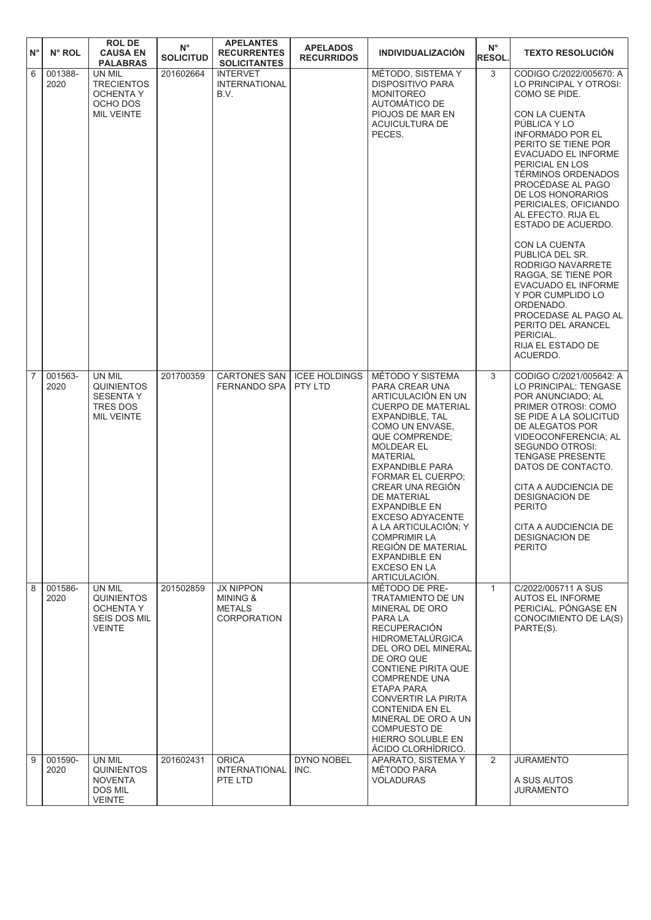| N° | N° ROL | ROL DE CAUSA EN PALABRAS | N° SOLICITUD | APELANTES RECURRENTES SOLICITANTES | APELADOS RECURRIDOS | INDIVIDUALIZACIÓN | N° RESOL. | TEXTO RESOLUCIÓN |
|---|---|---|---|---|---|---|---|---|
| 6 | 001388-2020 | UN MIL TRECIENTOS OCHENTA Y OCHO DOS MIL VEINTE | 201602664 | INTERVET INTERNATIONAL B.V. | | MÉTODO, SISTEMA Y DISPOSITIVO PARA MONITOREO AUTOMÁTICO DE PIOJOS DE MAR EN ACUICULTURA DE PECES. | 3 | CODIGO C/2022/005670: A LO PRINCIPAL Y OTROSI: COMO SE PIDE. CON LA CUENTA PÚBLICA Y LO INFORMADO POR EL PERITO SE TIENE POR EVACUADO EL INFORME PERICIAL EN LOS TÉRMINOS ORDENADOS PROCÉDASE AL PAGO DE LOS HONORARIOS PERICIALES, OFICIANDO AL EFECTO. RIJA EL ESTADO DE ACUERDO. CON LA CUENTA PUBLICA DEL SR. RODRIGO NAVARRETE RAGGA, SE TIENE POR EVACUADO EL INFORME Y POR CUMPLIDO LO ORDENADO. PROCEDASE AL PAGO AL PERITO DEL ARANCEL PERICIAL. RIJA EL ESTADO DE ACUERDO. |
| 7 | 001563-2020 | UN MIL QUINIENTOS SESENTA Y TRES DOS MIL VEINTE | 201700359 | CARTONES SAN FERNANDO SPA | ICEE HOLDINGS PTY LTD | MÉTODO Y SISTEMA PARA CREAR UNA ARTICULACIÓN EN UN CUERPO DE MATERIAL EXPANDIBLE, TAL COMO UN ENVASE, QUE COMPRENDE; MOLDEAR EL MATERIAL EXPANDIBLE PARA FORMAR EL CUERPO; CREAR UNA REGIÓN DE MATERIAL EXPANDIBLE EN EXCESO ADYACENTE A LA ARTICULACIÓN; Y COMPRIMIR LA REGIÓN DE MATERIAL EXPANDIBLE EN EXCESO EN LA ARTICULACIÓN. | 3 | CODIGO C/2021/005642: A LO PRINCIPAL: TENGASE POR ANUNCIADO; AL PRIMER OTROSI: COMO SE PIDE A LA SOLICITUD DE ALEGATOS POR VIDEOCONFERENCIA; AL SEGUNDO OTROSI: TENGASE PRESENTE DATOS DE CONTACTO. CITA A AUDCIENCIA DE DESIGNACION DE PERITO CITA A AUDCIENCIA DE DESIGNACION DE PERITO |
| 8 | 001586-2020 | UN MIL QUINIENTOS OCHENTA Y SEIS DOS MIL VEINTE | 201502859 | JX NIPPON MINING & METALS CORPORATION | | MÉTODO DE PRE-TRATAMIENTO DE UN MINERAL DE ORO PARA LA RECUPERACIÓN HIDROMETALÚRGICA DEL ORO DEL MINERAL DE ORO QUE CONTIENE PIRITA QUE COMPRENDE UNA ETAPA PARA CONVERTIR LA PIRITA CONTENIDA EN EL MINERAL DE ORO A UN COMPUESTO DE HIERRO SOLUBLE EN ÁCIDO CLORHÍDRICO. | 1 | C/2022/005711 A SUS AUTOS EL INFORME PERICIAL. PÓNGASE EN CONOCIMIENTO DE LA(S) PARTE(S). |
| 9 | 001590-2020 | UN MIL QUINIENTOS NOVENTA DOS MIL VEINTE | 201602431 | ORICA INTERNATIONAL PTE LTD | DYNO NOBEL INC. | APARATO, SISTEMA Y MÉTODO PARA VOLADURAS | 2 | JURAMENTO A SUS AUTOS JURAMENTO |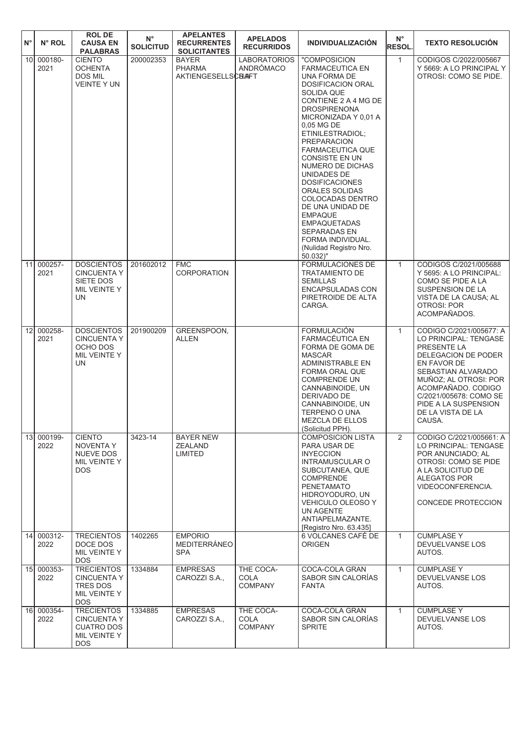| N° | N° ROL | ROL DE CAUSA EN PALABRAS | N° SOLICITUD | APELANTES RECURRENTES SOLICITANTES | APELADOS RECURRIDOS | INDIVIDUALIZACIÓN | N° RESOL. | TEXTO RESOLUCIÓN |
|---|---|---|---|---|---|---|---|---|
| 10 | 000180-2021 | CIENTO OCHENTA DOS MIL VEINTE Y UN | 200002353 | BAYER PHARMA AKTIENGESELLSCHAFT | LABORATORIOS ANDRÓMACO | "COMPOSICION FARMACEUTICA EN UNA FORMA DE DOSIFICACION ORAL SOLIDA QUE CONTIENE 2 A 4 MG DE DROSPIRENONA MICRONIZADA Y 0,01 A 0,05 MG DE ETINILESTRADIOL; PREPARACION FARMACEUTICA QUE CONSISTE EN UN NUMERO DE DICHAS UNIDADES DE DOSIFICACIONES ORALES SOLIDAS COLOCADAS DENTRO DE UNA UNIDAD DE EMPAQUE EMPAQUETADAS SEPARADAS EN FORMA INDIVIDUAL. (Nulidad Registro Nro. 50.032)" | 1 | CODIGOS C/2022/005667 Y 5669: A LO PRINCIPAL Y OTROSI: COMO SE PIDE. |
| 11 | 000257-2021 | DOSCIENTOS CINCUENTA Y SIETE DOS MIL VEINTE Y UN | 201602012 | FMC CORPORATION | | FORMULACIONES DE TRATAMIENTO DE SEMILLAS ENCAPSULADAS CON PIRETROIDE DE ALTA CARGA. | 1 | CODIGOS C/2021/005688 Y 5695: A LO PRINCIPAL: COMO SE PIDE A LA SUSPENSION DE LA VISTA DE LA CAUSA; AL OTROSI: POR ACOMPAÑADOS. |
| 12 | 000258-2021 | DOSCIENTOS CINCUENTA Y OCHO DOS MIL VEINTE Y UN | 201900209 | GREENSPOON, ALLEN | | FORMULACIÓN FARMACÉUTICA EN FORMA DE GOMA DE MASCAR ADMINISTRABLE EN FORMA ORAL QUE COMPRENDE UN CANNABINOIDE, UN DERIVADO DE CANNABINOIDE, UN TERPENO O UNA MEZCLA DE ELLOS (Solicitud PPH). | 1 | CODIGO C/2021/005677: A LO PRINCIPAL: TENGASE PRESENTE LA DELEGACION DE PODER EN FAVOR DE SEBASTIAN ALVARADO MUÑOZ; AL OTROSI: POR ACOMPAÑADO. CODIGO C/2021/005678: COMO SE PIDE A LA SUSPENSION DE LA VISTA DE LA CAUSA. |
| 13 | 000199-2022 | CIENTO NOVENTA Y NUEVE DOS MIL VEINTE Y DOS | 3423-14 | BAYER NEW ZEALAND LIMITED | | COMPOSICION LISTA PARA USAR DE INYECCION INTRAMUSCULAR O SUBCUTANEA, QUE COMPRENDE PENETAMATO HIDROYODURO, UN VEHICULO OLEOSO Y UN AGENTE ANTIAPELMAZANTE. [Registro Nro. 63.435] | 2 | CODIGO C/2021/005661: A LO PRINCIPAL: TENGASE POR ANUNCIADO; AL OTROSI: COMO SE PIDE A LA SOLICITUD DE ALEGATOS POR VIDEOCONFERENCIA.<br><br>CONCEDE PROTECCION |
| 14 | 000312-2022 | TRECIENTOS DOCE DOS MIL VEINTE Y DOS | 1402265 | EMPORIO MEDITERRÁNEO SPA | | 6 VOLCANES CAFÉ DE ORIGEN | 1 | CUMPLASE Y DEVUELVANSE LOS AUTOS. |
| 15 | 000353-2022 | TRECIENTOS CINCUENTA Y TRES DOS MIL VEINTE Y DOS | 1334884 | EMPRESAS CAROZZI S.A., | THE COCA-COLA COMPANY | COCA-COLA GRAN SABOR SIN CALORÍAS FANTA | 1 | CUMPLASE Y DEVUELVANSE LOS AUTOS. |
| 16 | 000354-2022 | TRECIENTOS CINCUENTA Y CUATRO DOS MIL VEINTE Y DOS | 1334885 | EMPRESAS CAROZZI S.A., | THE COCA-COLA COMPANY | COCA-COLA GRAN SABOR SIN CALORÍAS SPRITE | 1 | CUMPLASE Y DEVUELVANSE LOS AUTOS. |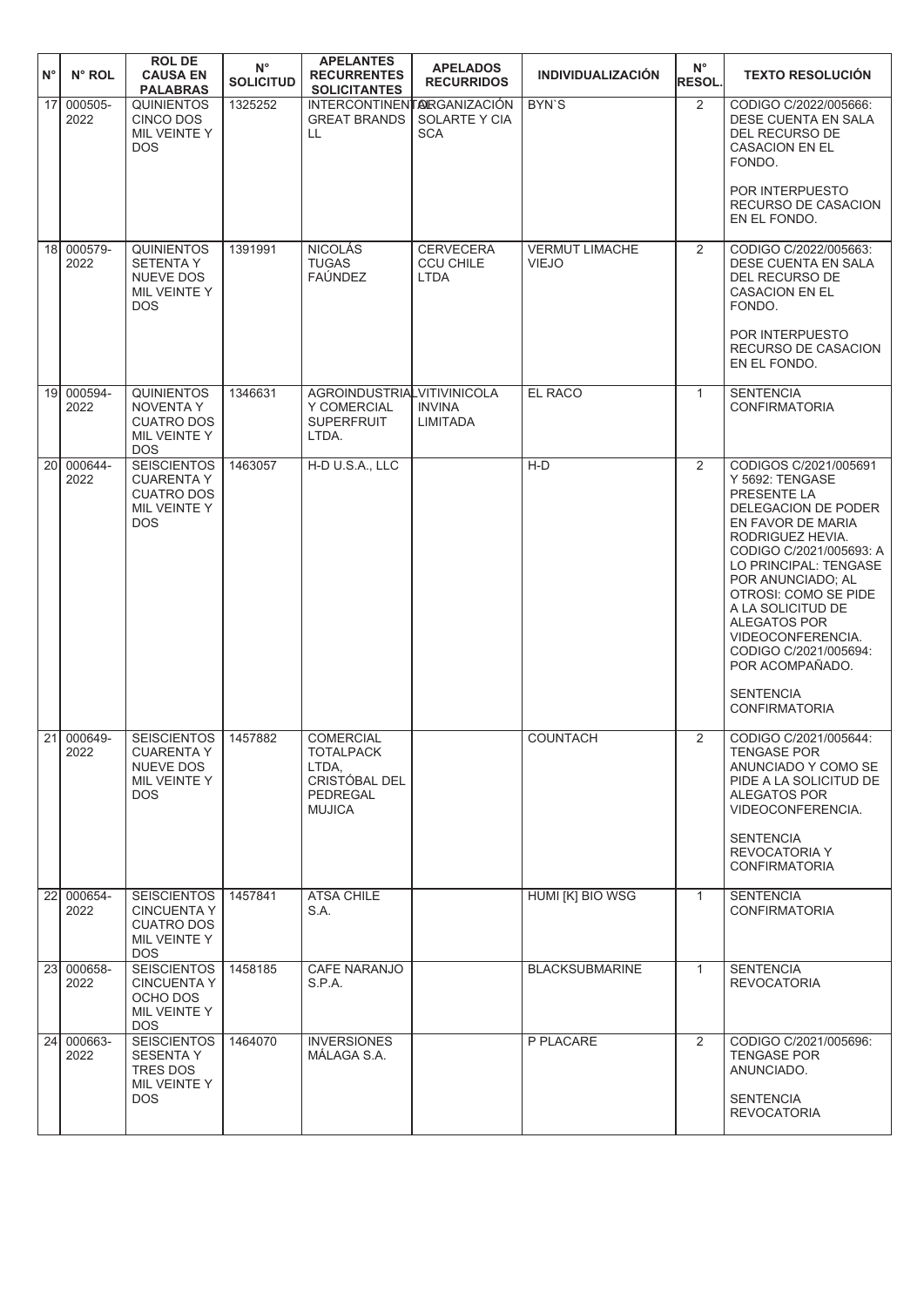| N° | N° ROL | ROL DE CAUSA EN PALABRAS | N° SOLICITUD | APELANTES RECURRENTES SOLICITANTES | APELADOS RECURRIDOS | INDIVIDUALIZACIÓN | N° RESOL. | TEXTO RESOLUCIÓN |
|---|---|---|---|---|---|---|---|---|
| 17 | 000505-2022 | QUINIENTOS CINCO DOS MIL VEINTE Y DOS | 1325252 | INTERCONTINENTAL GREAT BRANDS LL | ORGANIZACIÓN SOLARTE Y CIA SCA | BYN`S | 2 | CODIGO C/2022/005666: DESE CUENTA EN SALA DEL RECURSO DE CASACION EN EL FONDO.<br><br>POR INTERPUESTO RECURSO DE CASACION EN EL FONDO. |
| 18 | 000579-2022 | QUINIENTOS SETENTA Y NUEVE DOS MIL VEINTE Y DOS | 1391991 | NICOLÁS TUGAS FAÚNDEZ | CERVECERA CCU CHILE LTDA | VERMUT LIMACHE VIEJO | 2 | CODIGO C/2022/005663: DESE CUENTA EN SALA DEL RECURSO DE CASACION EN EL FONDO.<br><br>POR INTERPUESTO RECURSO DE CASACION EN EL FONDO. |
| 19 | 000594-2022 | QUINIENTOS NOVENTA Y CUATRO DOS MIL VEINTE Y DOS | 1346631 | AGROINDUSTRIAL Y COMERCIAL SUPERFRUIT LTDA. | VITIVINICOLA INVINA LIMITADA | EL RACO | 1 | SENTENCIA CONFIRMATORIA |
| 20 | 000644-2022 | SEISCIENTOS CUARENTA Y CUATRO DOS MIL VEINTE Y DOS | 1463057 | H-D U.S.A., LLC | | H-D | 2 | CODIGOS C/2021/005691 Y 5692: TENGASE PRESENTE LA DELEGACION DE PODER EN FAVOR DE MARIA RODRIGUEZ HEVIA. CODIGO C/2021/005693: A LO PRINCIPAL: TENGASE POR ANUNCIADO; AL OTROSI: COMO SE PIDE A LA SOLICITUD DE ALEGATOS POR VIDEOCONFERENCIA. CODIGO C/2021/005694: POR ACOMPAÑADO.<br><br>SENTENCIA CONFIRMATORIA |
| 21 | 000649-2022 | SEISCIENTOS CUARENTA Y NUEVE DOS MIL VEINTE Y DOS | 1457882 | COMERCIAL TOTALPACK LTDA, CRISTÓBAL DEL PEDREGAL MUJICA | | COUNTACH | 2 | CODIGO C/2021/005644: TENGASE POR ANUNCIADO Y COMO SE PIDE A LA SOLICITUD DE ALEGATOS POR VIDEOCONFERENCIA.<br><br>SENTENCIA REVOCATORIA Y CONFIRMATORIA |
| 22 | 000654-2022 | SEISCIENTOS CINCUENTA Y CUATRO DOS MIL VEINTE Y DOS | 1457841 | ATSA CHILE S.A. | | HUMI [K] BIO WSG | 1 | SENTENCIA CONFIRMATORIA |
| 23 | 000658-2022 | SEISCIENTOS CINCUENTA Y OCHO DOS MIL VEINTE Y DOS | 1458185 | CAFE NARANJO S.P.A. | | BLACKSUBMARINE | 1 | SENTENCIA REVOCATORIA |
| 24 | 000663-2022 | SEISCIENTOS SESENTA Y TRES DOS MIL VEINTE Y DOS | 1464070 | INVERSIONES MÁLAGA S.A. | | P PLACARE | 2 | CODIGO C/2021/005696: TENGASE POR ANUNCIADO.<br><br>SENTENCIA REVOCATORIA |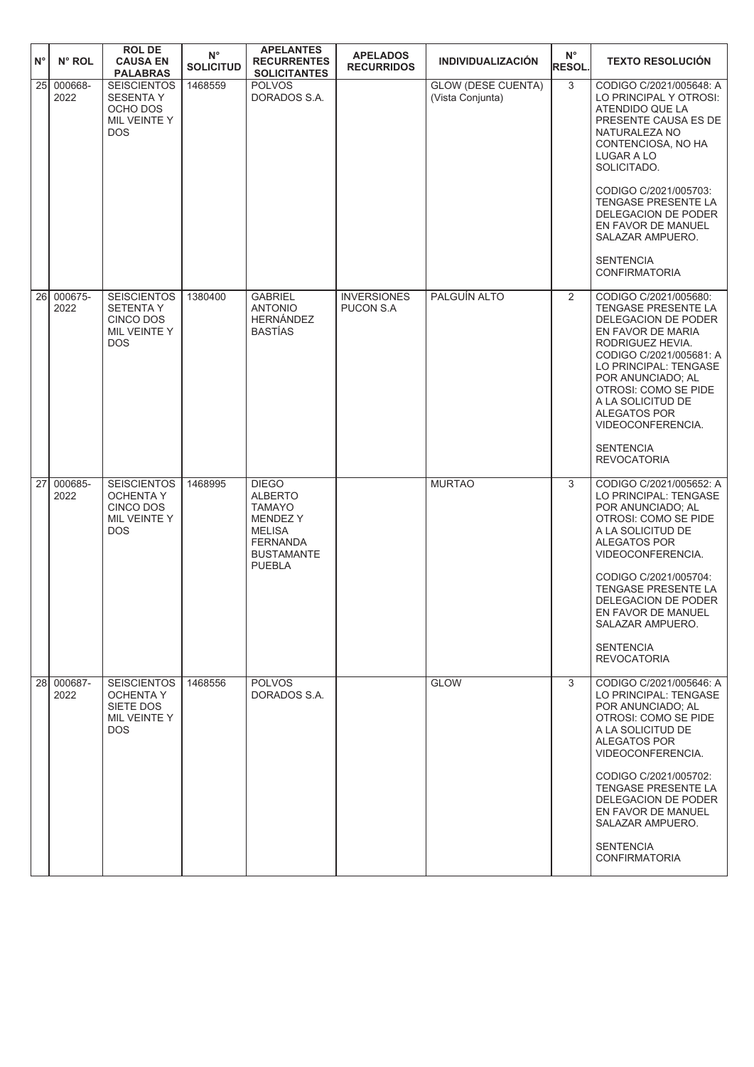| N° | N° ROL | ROL DE CAUSA EN PALABRAS | N° SOLICITUD | APELANTES RECURRENTES SOLICITANTES | APELADOS RECURRIDOS | INDIVIDUALIZACIÓN | N° RESOL. | TEXTO RESOLUCIÓN |
|---|---|---|---|---|---|---|---|---|
| 25 | 000668-2022 | SEISCIENTOS SESENTA Y OCHO DOS MIL VEINTE Y DOS | 1468559 | POLVOS DORADOS S.A. | | GLOW (DESE CUENTA) (Vista Conjunta) | 3 | CODIGO C/2021/005648: A LO PRINCIPAL Y OTROSI: ATENDIDO QUE LA PRESENTE CAUSA ES DE NATURALEZA NO CONTENCIOSA, NO HA LUGAR A LO SOLICITADO.<br><br>CODIGO C/2021/005703: TENGASE PRESENTE LA DELEGACION DE PODER EN FAVOR DE MANUEL SALAZAR AMPUERO.<br><br>SENTENCIA CONFIRMATORIA |
| 26 | 000675-2022 | SEISCIENTOS SETENTA Y CINCO DOS MIL VEINTE Y DOS | 1380400 | GABRIEL ANTONIO HERNÁNDEZ BASTÍAS | INVERSIONES PUCON S.A | PALGUÍN ALTO | 2 | CODIGO C/2021/005680: TENGASE PRESENTE LA DELEGACION DE PODER EN FAVOR DE MARIA RODRIGUEZ HEVIA. CODIGO C/2021/005681: A LO PRINCIPAL: TENGASE POR ANUNCIADO; AL OTROSI: COMO SE PIDE A LA SOLICITUD DE ALEGATOS POR VIDEOCONFERENCIA.<br><br>SENTENCIA REVOCATORIA |
| 27 | 000685-2022 | SEISCIENTOS OCHENTA Y CINCO DOS MIL VEINTE Y DOS | 1468995 | DIEGO ALBERTO TAMAYO MENDEZ Y MELISA FERNANDA BUSTAMANTE PUEBLA | | MURTAO | 3 | CODIGO C/2021/005652: A LO PRINCIPAL: TENGASE POR ANUNCIADO; AL OTROSI: COMO SE PIDE A LA SOLICITUD DE ALEGATOS POR VIDEOCONFERENCIA.<br><br>CODIGO C/2021/005704: TENGASE PRESENTE LA DELEGACION DE PODER EN FAVOR DE MANUEL SALAZAR AMPUERO.<br><br>SENTENCIA REVOCATORIA |
| 28 | 000687-2022 | SEISCIENTOS OCHENTA Y SIETE DOS MIL VEINTE Y DOS | 1468556 | POLVOS DORADOS S.A. | | GLOW | 3 | CODIGO C/2021/005646: A LO PRINCIPAL: TENGASE POR ANUNCIADO; AL OTROSI: COMO SE PIDE A LA SOLICITUD DE ALEGATOS POR VIDEOCONFERENCIA.<br><br>CODIGO C/2021/005702: TENGASE PRESENTE LA DELEGACION DE PODER EN FAVOR DE MANUEL SALAZAR AMPUERO.<br><br>SENTENCIA CONFIRMATORIA |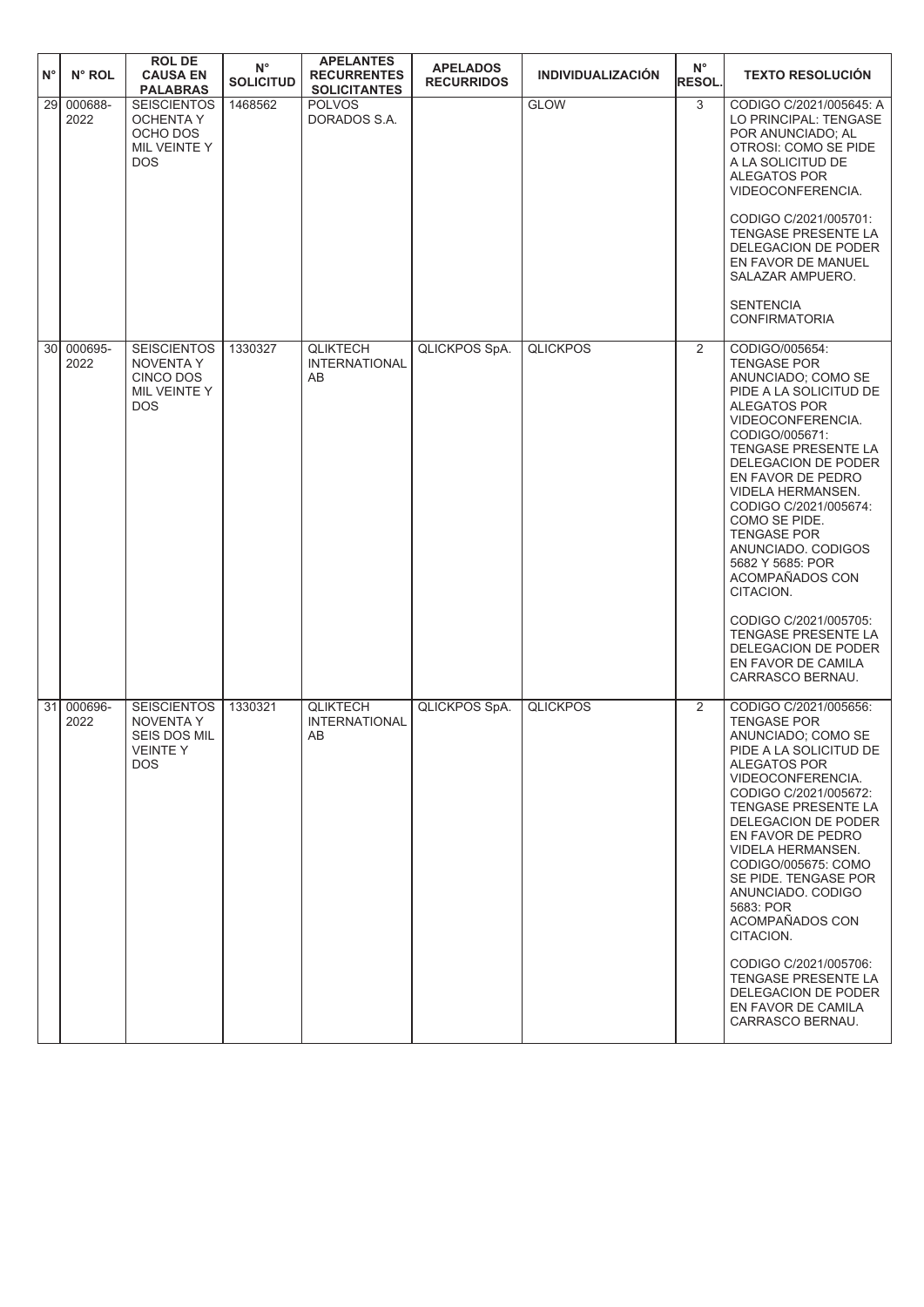| N° | N° ROL | ROL DE CAUSA EN PALABRAS | N° SOLICITUD | APELANTES RECURRENTES SOLICITANTES | APELADOS RECURRIDOS | INDIVIDUALIZACIÓN | N° RESOL. | TEXTO RESOLUCIÓN |
|---|---|---|---|---|---|---|---|---|
| 29 | 000688-2022 | SEISCIENTOS OCHENTA Y OCHO DOS MIL VEINTE Y DOS | 1468562 | POLVOS DORADOS S.A. | | GLOW | 3 | CODIGO C/2021/005645: A LO PRINCIPAL: TENGASE POR ANUNCIADO; AL OTROSI: COMO SE PIDE A LA SOLICITUD DE ALEGATOS POR VIDEOCONFERENCIA. CODIGO C/2021/005701: TENGASE PRESENTE LA DELEGACION DE PODER EN FAVOR DE MANUEL SALAZAR AMPUERO. SENTENCIA CONFIRMATORIA |
| 30 | 000695-2022 | SEISCIENTOS NOVENTA Y CINCO DOS MIL VEINTE Y DOS | 1330327 | QLIKTECH INTERNATIONAL AB | QLICKPOS SpA. | QLICKPOS | 2 | CODIGO/005654: TENGASE POR ANUNCIADO; COMO SE PIDE A LA SOLICITUD DE ALEGATOS POR VIDEOCONFERENCIA. CODIGO/005671: TENGASE PRESENTE LA DELEGACION DE PODER EN FAVOR DE PEDRO VIDELA HERMANSEN. CODIGO C/2021/005674: COMO SE PIDE. TENGASE POR ANUNCIADO. CODIGOS 5682 Y 5685: POR ACOMPAÑADOS CON CITACION. CODIGO C/2021/005705: TENGASE PRESENTE LA DELEGACION DE PODER EN FAVOR DE CAMILA CARRASCO BERNAU. |
| 31 | 000696-2022 | SEISCIENTOS NOVENTA Y SEIS DOS MIL VEINTE Y DOS | 1330321 | QLIKTECH INTERNATIONAL AB | QLICKPOS SpA. | QLICKPOS | 2 | CODIGO C/2021/005656: TENGASE POR ANUNCIADO; COMO SE PIDE A LA SOLICITUD DE ALEGATOS POR VIDEOCONFERENCIA. CODIGO C/2021/005672: TENGASE PRESENTE LA DELEGACION DE PODER EN FAVOR DE PEDRO VIDELA HERMANSEN. CODIGO/005675: COMO SE PIDE. TENGASE POR ANUNCIADO. CODIGO 5683: POR ACOMPAÑADOS CON CITACION. CODIGO C/2021/005706: TENGASE PRESENTE LA DELEGACION DE PODER EN FAVOR DE CAMILA CARRASCO BERNAU. |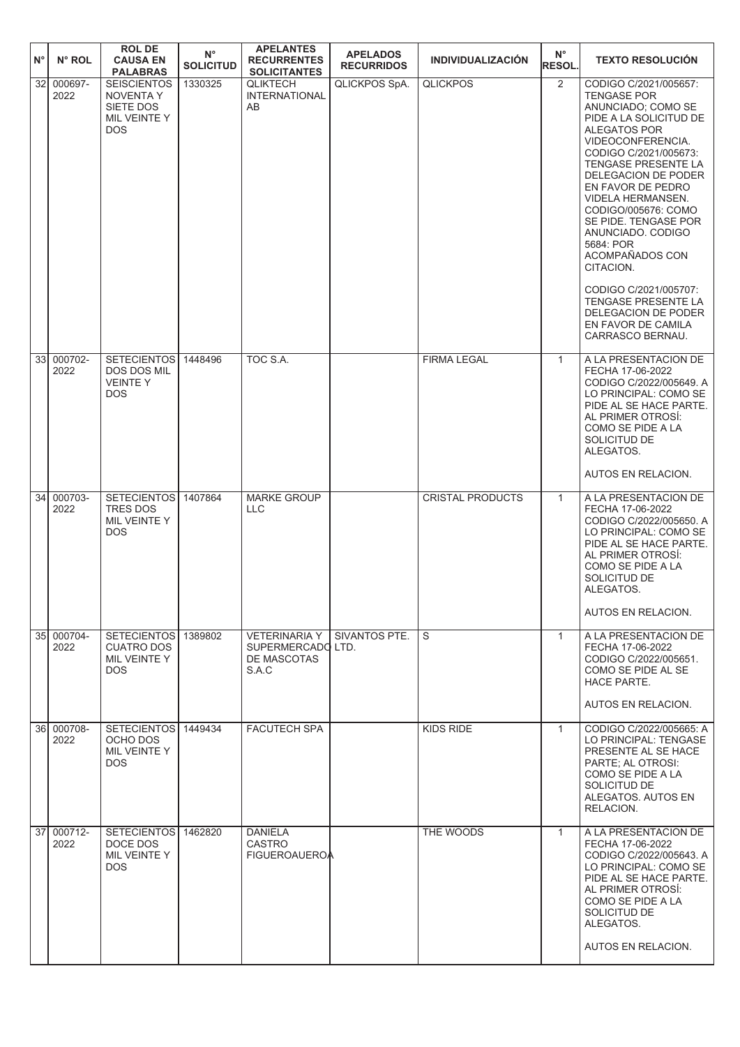| N° | N° ROL | ROL DE CAUSA EN PALABRAS | N° SOLICITUD | APELANTES RECURRENTES SOLICITANTES | APELADOS RECURRIDOS | INDIVIDUALIZACIÓN | N° RESOL. | TEXTO RESOLUCIÓN |
|---|---|---|---|---|---|---|---|---|
| 32 | 000697-2022 | SEISCIENTOS NOVENTA Y SIETE DOS MIL VEINTE Y DOS | 1330325 | QLIKTECH INTERNATIONAL AB | QLICKPOS SpA. | QLICKPOS | 2 | CODIGO C/2021/005657: TENGASE POR ANUNCIADO; COMO SE PIDE A LA SOLICITUD DE ALEGATOS POR VIDEOCONFERENCIA. CODIGO C/2021/005673: TENGASE PRESENTE LA DELEGACION DE PODER EN FAVOR DE PEDRO VIDELA HERMANSEN. CODIGO/005676: COMO SE PIDE. TENGASE POR ANUNCIADO. CODIGO 5684: POR ACOMPAÑADOS CON CITACION. CODIGO C/2021/005707: TENGASE PRESENTE LA DELEGACION DE PODER EN FAVOR DE CAMILA CARRASCO BERNAU. |
| 33 | 000702-2022 | SETECIENTOS DOS DOS MIL VEINTE Y DOS | 1448496 | TOC S.A. | | FIRMA LEGAL | 1 | A LA PRESENTACION DE FECHA 17-06-2022 CODIGO C/2022/005649. A LO PRINCIPAL: COMO SE PIDE AL SE HACE PARTE. AL PRIMER OTROSÍ: COMO SE PIDE A LA SOLICITUD DE ALEGATOS. AUTOS EN RELACION. |
| 34 | 000703-2022 | SETECIENTOS TRES DOS MIL VEINTE Y DOS | 1407864 | MARKE GROUP LLC | | CRISTAL PRODUCTS | 1 | A LA PRESENTACION DE FECHA 17-06-2022 CODIGO C/2022/005650. A LO PRINCIPAL: COMO SE PIDE AL SE HACE PARTE. AL PRIMER OTROSÍ: COMO SE PIDE A LA SOLICITUD DE ALEGATOS. AUTOS EN RELACION. |
| 35 | 000704-2022 | SETECIENTOS CUATRO DOS MIL VEINTE Y DOS | 1389802 | VETERINARIA Y SUPERMERCADO DE MASCOTAS S.A.C | SIVANTOS PTE. LTD. | S | 1 | A LA PRESENTACION DE FECHA 17-06-2022 CODIGO C/2022/005651. COMO SE PIDE AL SE HACE PARTE. AUTOS EN RELACION. |
| 36 | 000708-2022 | SETECIENTOS OCHO DOS MIL VEINTE Y DOS | 1449434 | FACUTECH SPA | | KIDS RIDE | 1 | CODIGO C/2022/005665: A LO PRINCIPAL: TENGASE PRESENTE AL SE HACE PARTE; AL OTROSI: COMO SE PIDE A LA SOLICITUD DE ALEGATOS. AUTOS EN RELACION. |
| 37 | 000712-2022 | SETECIENTOS DOCE DOS MIL VEINTE Y DOS | 1462820 | DANIELA CASTRO FIGUEROAUEROA | | THE WOODS | 1 | A LA PRESENTACION DE FECHA 17-06-2022 CODIGO C/2022/005643. A LO PRINCIPAL: COMO SE PIDE AL SE HACE PARTE. AL PRIMER OTROSÍ: COMO SE PIDE A LA SOLICITUD DE ALEGATOS. AUTOS EN RELACION. |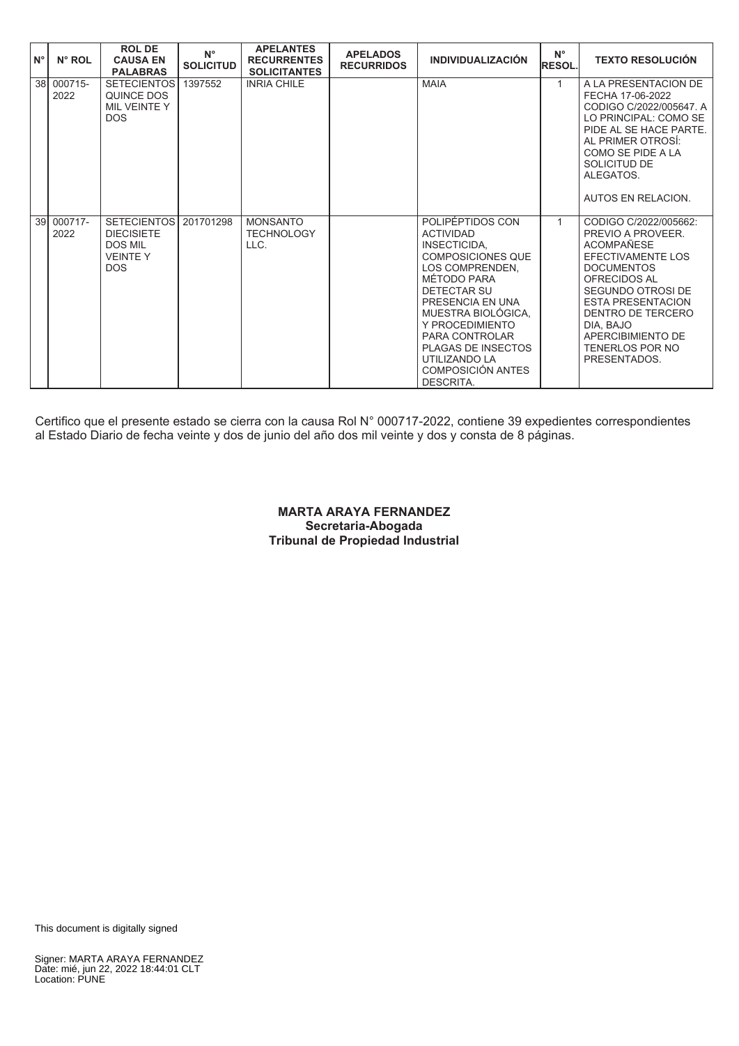| N° | N° ROL | ROL DE CAUSA EN PALABRAS | N° SOLICITUD | APELANTES RECURRENTES SOLICITANTES | APELADOS RECURRIDOS | INDIVIDUALIZACIÓN | N° RESOL. | TEXTO RESOLUCIÓN |
|---|---|---|---|---|---|---|---|---|
| 38 | 000715-2022 | SETECIENTOS QUINCE DOS MIL VEINTE Y DOS | 1397552 | INRIA CHILE | | MAIA | 1 | A LA PRESENTACION DE FECHA 17-06-2022 CODIGO C/2022/005647. A LO PRINCIPAL: COMO SE PIDE AL SE HACE PARTE. AL PRIMER OTROSÍ: COMO SE PIDE A LA SOLICITUD DE ALEGATOS. AUTOS EN RELACION. |
| 39 | 000717-2022 | SETECIENTOS DIECISIETE DOS MIL VEINTE Y DOS | 201701298 | MONSANTO TECHNOLOGY LLC. | | POLIPÉPTIDOS CON ACTIVIDAD INSECTICIDA, COMPOSICIONES QUE LOS COMPRENDEN, MÉTODO PARA DETECTAR SU PRESENCIA EN UNA MUESTRA BIOLÓGICA, Y PROCEDIMIENTO PARA CONTROLAR PLAGAS DE INSECTOS UTILIZANDO LA COMPOSICIÓN ANTES DESCRITA. | 1 | CODIGO C/2022/005662: PREVIO A PROVEER. ACOMPAÑESE EFECTIVAMENTE LOS DOCUMENTOS OFRECIDOS AL SEGUNDO OTROSI DE ESTA PRESENTACION DENTRO DE TERCERO DIA, BAJO APERCIBIMIENTO DE TENERLOS POR NO PRESENTADOS. |

Certifico que el presente estado se cierra con la causa Rol N° 000717-2022, contiene 39 expedientes correspondientes al Estado Diario de fecha veinte y dos de junio del año dos mil veinte y dos y consta de 8 páginas.

**MARTA ARAYA FERNANDEZ**
**Secretaria-Abogada**
**Tribunal de Propiedad Industrial**

This document is digitally signed

Signer: MARTA ARAYA FERNANDEZ
Date: mié, jun 22, 2022 18:44:01 CLT
Location: PUNE